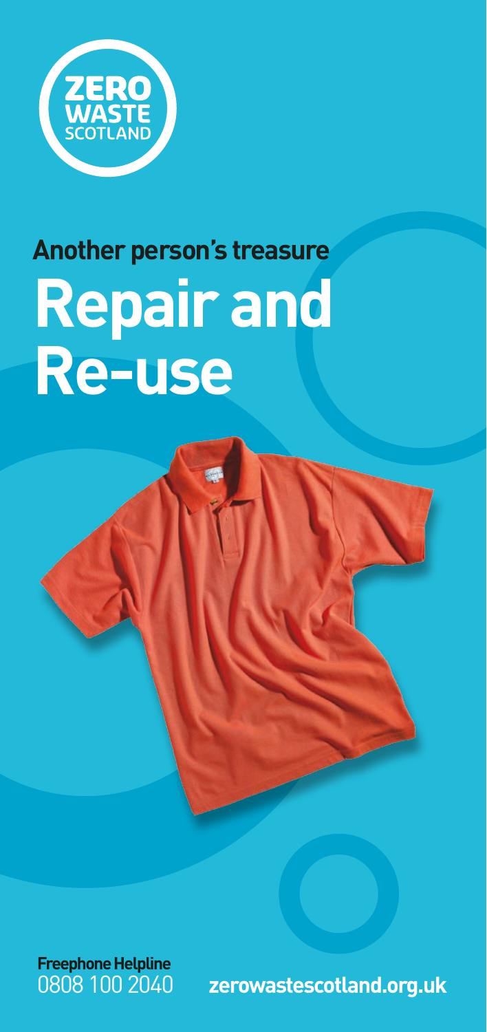ZERO WASTE SCOTLAND

## Another person's treasure

# Repair and Re-use

**Freephone Helpline**
0808 100 2040

**zerowastescotland.org.uk**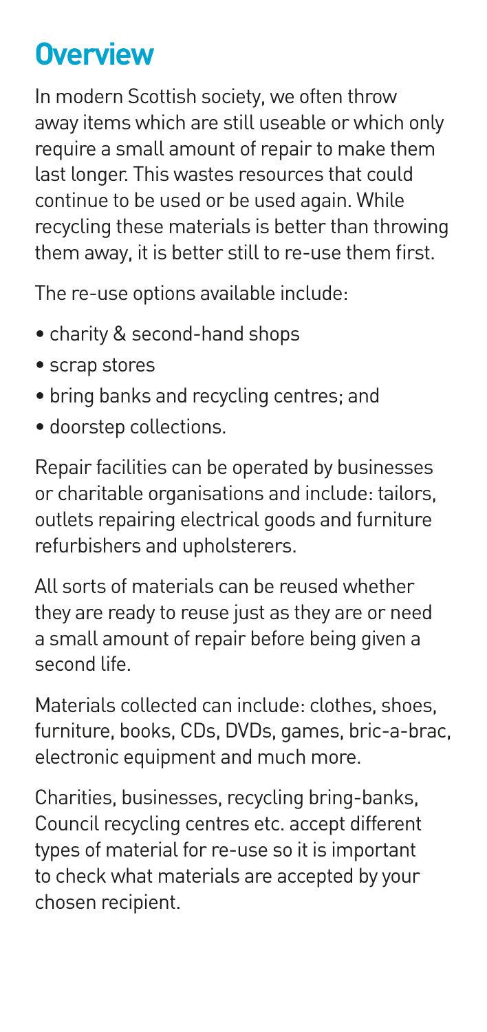## Overview

In modern Scottish society, we often throw away items which are still useable or which only require a small amount of repair to make them last longer. This wastes resources that could continue to be used or be used again. While recycling these materials is better than throwing them away, it is better still to re-use them first.

The re-use options available include:

- charity & second-hand shops
- scrap stores
- bring banks and recycling centres; and
- doorstep collections.

Repair facilities can be operated by businesses or charitable organisations and include: tailors, outlets repairing electrical goods and furniture refurbishers and upholsterers.

All sorts of materials can be reused whether they are ready to reuse just as they are or need a small amount of repair before being given a second life.

Materials collected can include: clothes, shoes, furniture, books, CDs, DVDs, games, bric-a-brac, electronic equipment and much more.

Charities, businesses, recycling bring-banks, Council recycling centres etc. accept different types of material for re-use so it is important to check what materials are accepted by your chosen recipient.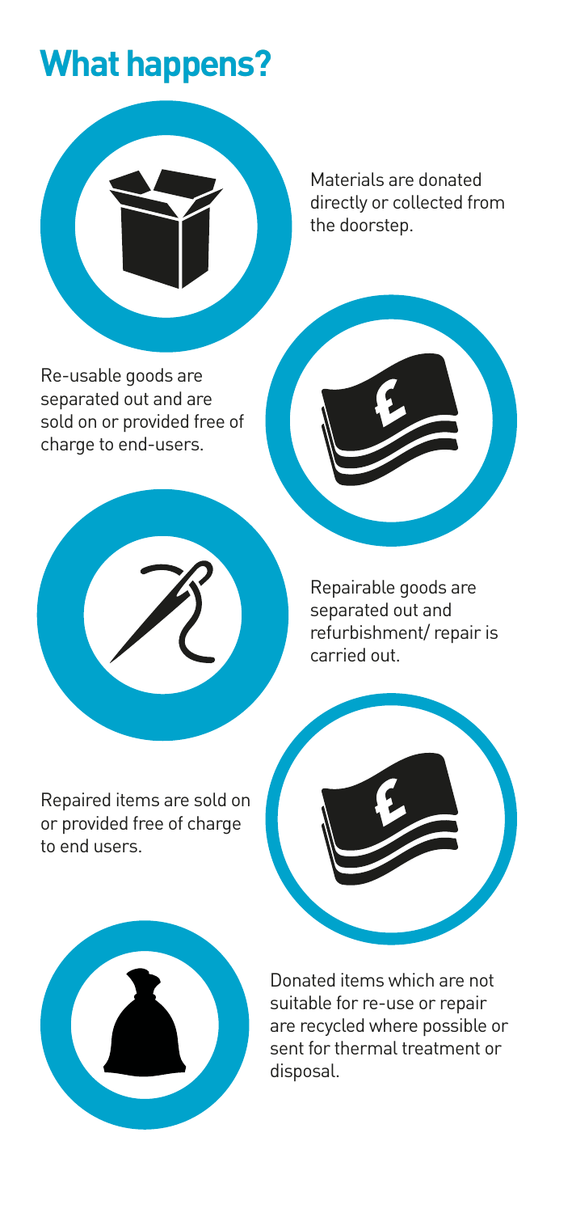# What happens?

Materials are donated directly or collected from the doorstep.

Re-usable goods are separated out and are sold on or provided free of charge to end-users.

Repairable goods are separated out and refurbishment/ repair is carried out.

Repaired items are sold on or provided free of charge to end users.

Donated items which are not suitable for re-use or repair are recycled where possible or sent for thermal treatment or disposal.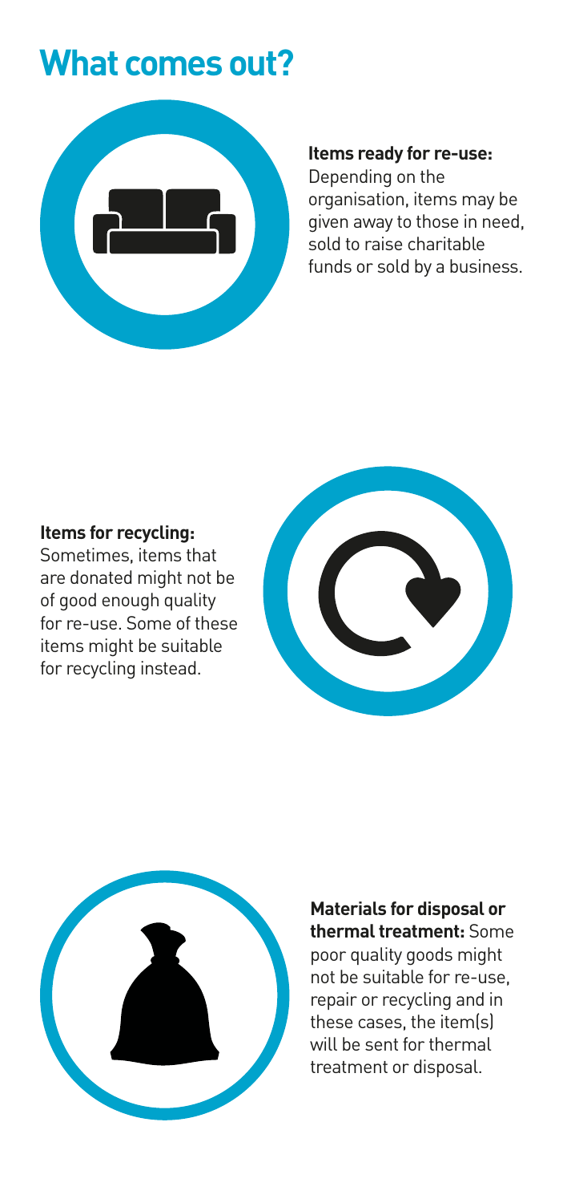# What comes out?

**Items ready for re-use:** Depending on the organisation, items may be given away to those in need, sold to raise charitable funds or sold by a business.

**Items for recycling:** Sometimes, items that are donated might not be of good enough quality for re-use. Some of these items might be suitable for recycling instead.

**Materials for disposal or thermal treatment:** Some poor quality goods might not be suitable for re-use, repair or recycling and in these cases, the item(s) will be sent for thermal treatment or disposal.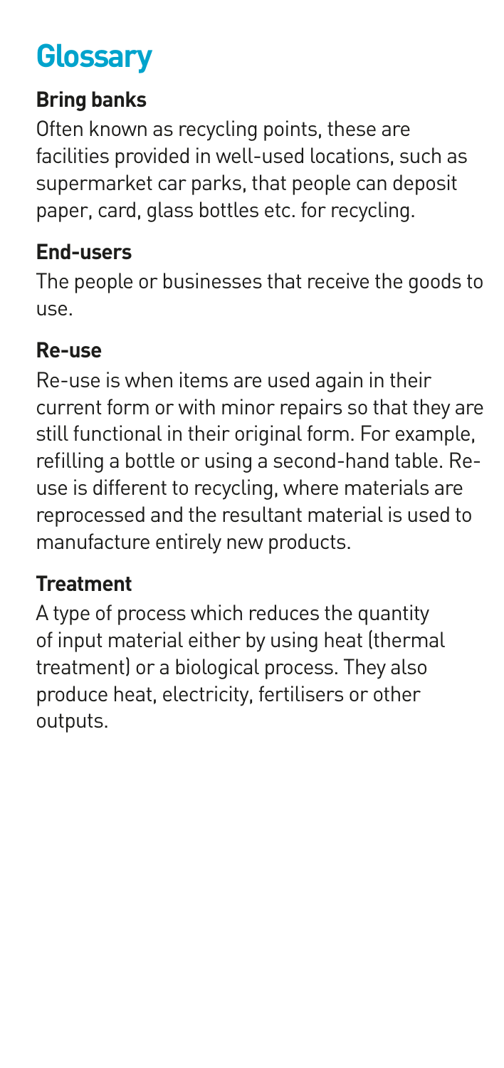# Glossary

### Bring banks

Often known as recycling points, these are facilities provided in well-used locations, such as supermarket car parks, that people can deposit paper, card, glass bottles etc. for recycling.

### End-users

The people or businesses that receive the goods to use.

### Re-use

Re-use is when items are used again in their current form or with minor repairs so that they are still functional in their original form. For example, refilling a bottle or using a second-hand table. Re-use is different to recycling, where materials are reprocessed and the resultant material is used to manufacture entirely new products.

### Treatment

A type of process which reduces the quantity of input material either by using heat (thermal treatment) or a biological process. They also produce heat, electricity, fertilisers or other outputs.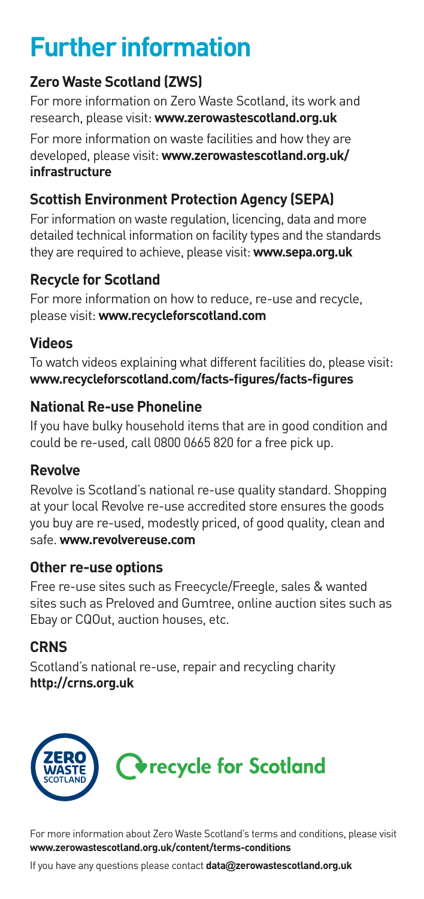# Further information

## Zero Waste Scotland (ZWS)

For more information on Zero Waste Scotland, its work and research, please visit: **www.zerowastescotland.org.uk**

For more information on waste facilities and how they are developed, please visit: **www.zerowastescotland.org.uk/infrastructure**

## Scottish Environment Protection Agency (SEPA)

For information on waste regulation, licencing, data and more detailed technical information on facility types and the standards they are required to achieve, please visit: **www.sepa.org.uk**

## Recycle for Scotland

For more information on how to reduce, re-use and recycle, please visit: **www.recycleforscotland.com**

## Videos

To watch videos explaining what different facilities do, please visit: **www.recycleforscotland.com/facts-figures/facts-figures**

## National Re-use Phoneline

If you have bulky household items that are in good condition and could be re-used, call 0800 0665 820 for a free pick up.

## Revolve

Revolve is Scotland's national re-use quality standard. Shopping at your local Revolve re-use accredited store ensures the goods you buy are re-used, modestly priced, of good quality, clean and safe. **www.revolvereuse.com**

## Other re-use options

Free re-use sites such as Freecycle/Freegle, sales & wanted sites such as Preloved and Gumtree, online auction sites such as Ebay or CQOut, auction houses, etc.

## CRNS

Scotland's national re-use, repair and recycling charity **http://crns.org.uk**

ZERO WASTE SCOTLAND

recycle for Scotland

For more information about Zero Waste Scotland's terms and conditions, please visit **www.zerowastescotland.org.uk/content/terms-conditions**

If you have any questions please contact **data@zerowastescotland.org.uk**